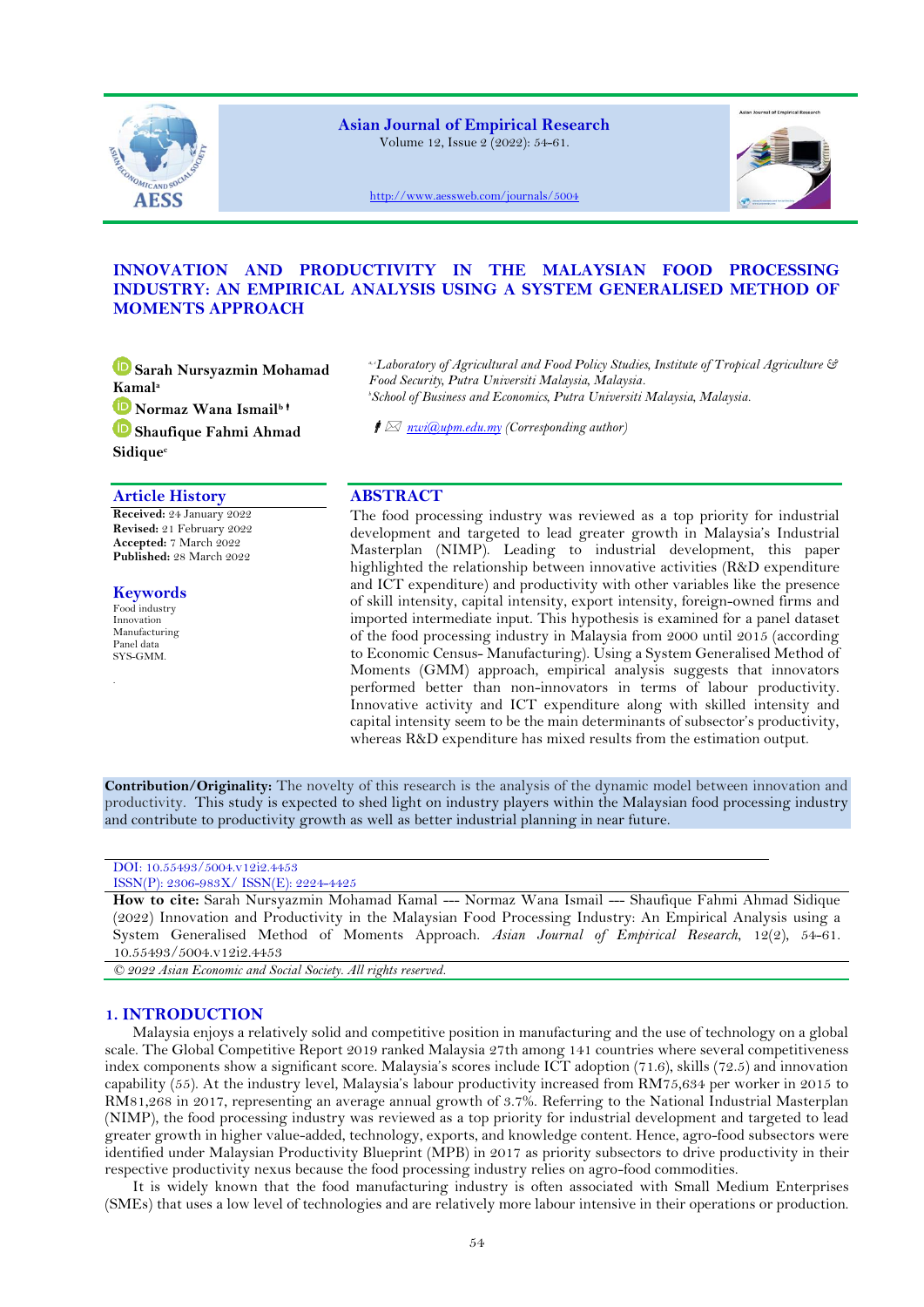# INNOVATION AND PRODUCTIVITY IN THE MALAYSIAN FOOD PROCESSING INDUSTRY: AN EMPIRICAL ANALYSIS USING A SYSTEM GENERALISED METHOD OF MOMENTS APPROACH

**Sarah Nursyazmin Mohamad Kamal**[a]
**Normaz Wana Ismail**[b †]
**Shaufique Fahmi Ahmad Sidique**[c]

[a,c]*Laboratory of Agricultural and Food Policy Studies, Institute of Tropical Agriculture & Food Security, Putra Universiti Malaysia, Malaysia.*
[b]*School of Business and Economics, Putra Universiti Malaysia, Malaysia.*

† nwi@upm.edu.my *(Corresponding author)*

## Article History

**Received:** 24 January 2022
**Revised:** 21 February 2022
**Accepted:** 7 March 2022
**Published:** 28 March 2022

## Keywords

Food industry
Innovation
Manufacturing
Panel data
SYS-GMM.

## ABSTRACT

The food processing industry was reviewed as a top priority for industrial development and targeted to lead greater growth in Malaysia's Industrial Masterplan (NIMP). Leading to industrial development, this paper highlighted the relationship between innovative activities (R&D expenditure and ICT expenditure) and productivity with other variables like the presence of skill intensity, capital intensity, export intensity, foreign-owned firms and imported intermediate input. This hypothesis is examined for a panel dataset of the food processing industry in Malaysia from 2000 until 2015 (according to Economic Census- Manufacturing). Using a System Generalised Method of Moments (GMM) approach, empirical analysis suggests that innovators performed better than non-innovators in terms of labour productivity. Innovative activity and ICT expenditure along with skilled intensity and capital intensity seem to be the main determinants of subsector's productivity, whereas R&D expenditure has mixed results from the estimation output.

**Contribution/Originality:** The novelty of this research is the analysis of the dynamic model between innovation and productivity. This study is expected to shed light on industry players within the Malaysian food processing industry and contribute to productivity growth as well as better industrial planning in near future.

DOI: 10.55493/5004.v12i2.4453
ISSN(P): 2306-983X/ ISSN(E): 2224-4425

**How to cite:** Sarah Nursyazmin Mohamad Kamal --- Normaz Wana Ismail --- Shaufique Fahmi Ahmad Sidique (2022) Innovation and Productivity in the Malaysian Food Processing Industry: An Empirical Analysis using a System Generalised Method of Moments Approach. *Asian Journal of Empirical Research*, 12(2), 54-61. 10.55493/5004.v12i2.4453

*© 2022 Asian Economic and Social Society. All rights reserved.*

## 1. INTRODUCTION

Malaysia enjoys a relatively solid and competitive position in manufacturing and the use of technology on a global scale. The Global Competitive Report 2019 ranked Malaysia 27th among 141 countries where several competitiveness index components show a significant score. Malaysia's scores include ICT adoption (71.6), skills (72.5) and innovation capability (55). At the industry level, Malaysia's labour productivity increased from RM75,634 per worker in 2015 to RM81,268 in 2017, representing an average annual growth of 3.7%. Referring to the National Industrial Masterplan (NIMP), the food processing industry was reviewed as a top priority for industrial development and targeted to lead greater growth in higher value-added, technology, exports, and knowledge content. Hence, agro-food subsectors were identified under Malaysian Productivity Blueprint (MPB) in 2017 as priority subsectors to drive productivity in their respective productivity nexus because the food processing industry relies on agro-food commodities.

It is widely known that the food manufacturing industry is often associated with Small Medium Enterprises (SMEs) that uses a low level of technologies and are relatively more labour intensive in their operations or production.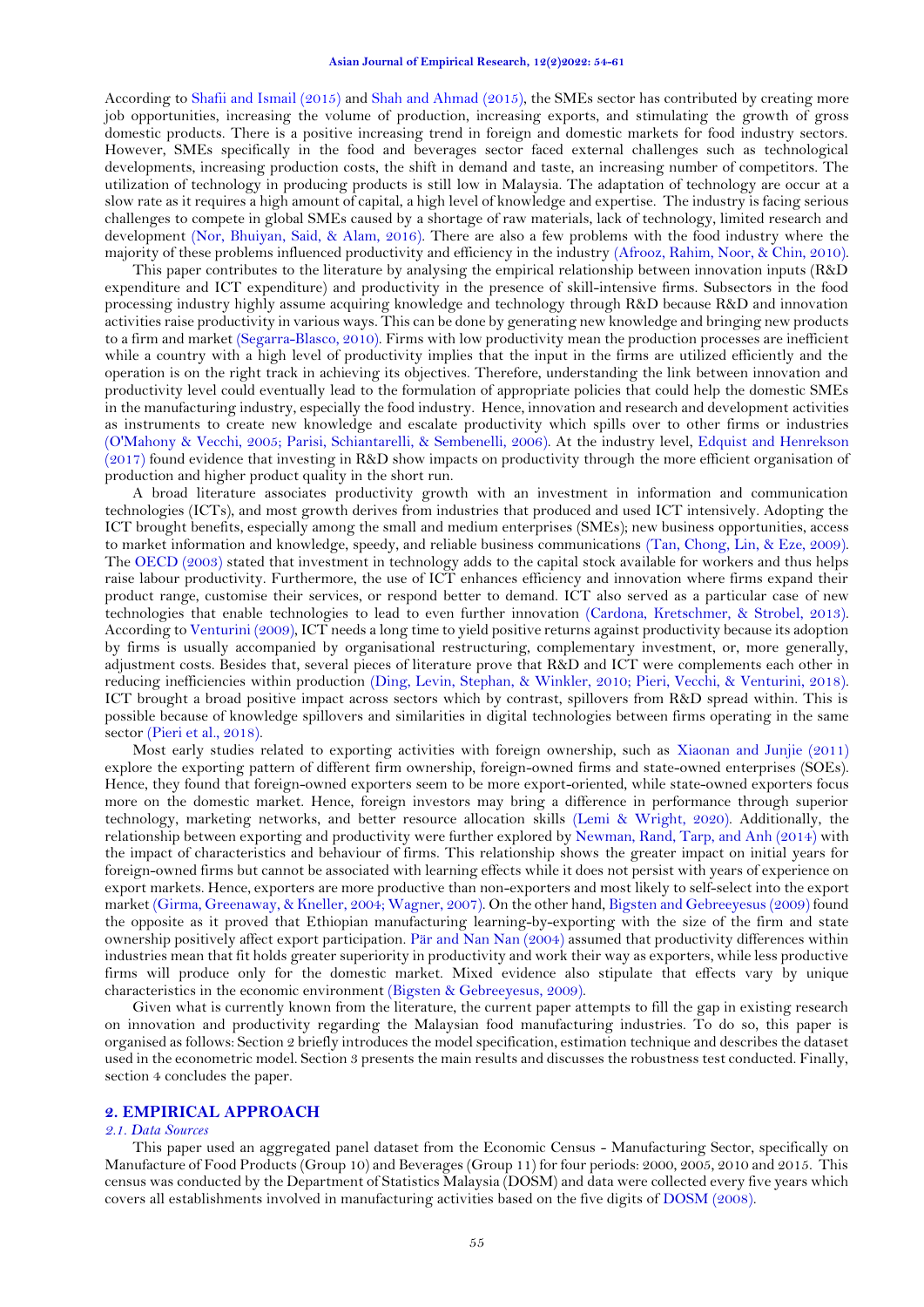According to Shafii and Ismail (2015) and Shah and Ahmad (2015), the SMEs sector has contributed by creating more job opportunities, increasing the volume of production, increasing exports, and stimulating the growth of gross domestic products. There is a positive increasing trend in foreign and domestic markets for food industry sectors. However, SMEs specifically in the food and beverages sector faced external challenges such as technological developments, increasing production costs, the shift in demand and taste, an increasing number of competitors. The utilization of technology in producing products is still low in Malaysia. The adaptation of technology are occur at a slow rate as it requires a high amount of capital, a high level of knowledge and expertise. The industry is facing serious challenges to compete in global SMEs caused by a shortage of raw materials, lack of technology, limited research and development (Nor, Bhuiyan, Said, & Alam, 2016). There are also a few problems with the food industry where the majority of these problems influenced productivity and efficiency in the industry (Afrooz, Rahim, Noor, & Chin, 2010).

This paper contributes to the literature by analysing the empirical relationship between innovation inputs (R&D expenditure and ICT expenditure) and productivity in the presence of skill-intensive firms. Subsectors in the food processing industry highly assume acquiring knowledge and technology through R&D because R&D and innovation activities raise productivity in various ways. This can be done by generating new knowledge and bringing new products to a firm and market (Segarra-Blasco, 2010). Firms with low productivity mean the production processes are inefficient while a country with a high level of productivity implies that the input in the firms are utilized efficiently and the operation is on the right track in achieving its objectives. Therefore, understanding the link between innovation and productivity level could eventually lead to the formulation of appropriate policies that could help the domestic SMEs in the manufacturing industry, especially the food industry. Hence, innovation and research and development activities as instruments to create new knowledge and escalate productivity which spills over to other firms or industries (O'Mahony & Vecchi, 2005; Parisi, Schiantarelli, & Sembenelli, 2006). At the industry level, Edquist and Henrekson (2017) found evidence that investing in R&D show impacts on productivity through the more efficient organisation of production and higher product quality in the short run.

A broad literature associates productivity growth with an investment in information and communication technologies (ICTs), and most growth derives from industries that produced and used ICT intensively. Adopting the ICT brought benefits, especially among the small and medium enterprises (SMEs); new business opportunities, access to market information and knowledge, speedy, and reliable business communications (Tan, Chong, Lin, & Eze, 2009). The OECD (2003) stated that investment in technology adds to the capital stock available for workers and thus helps raise labour productivity. Furthermore, the use of ICT enhances efficiency and innovation where firms expand their product range, customise their services, or respond better to demand. ICT also served as a particular case of new technologies that enable technologies to lead to even further innovation (Cardona, Kretschmer, & Strobel, 2013). According to Venturini (2009), ICT needs a long time to yield positive returns against productivity because its adoption by firms is usually accompanied by organisational restructuring, complementary investment, or, more generally, adjustment costs. Besides that, several pieces of literature prove that R&D and ICT were complements each other in reducing inefficiencies within production (Ding, Levin, Stephan, & Winkler, 2010; Pieri, Vecchi, & Venturini, 2018). ICT brought a broad positive impact across sectors which by contrast, spillovers from R&D spread within. This is possible because of knowledge spillovers and similarities in digital technologies between firms operating in the same sector (Pieri et al., 2018).

Most early studies related to exporting activities with foreign ownership, such as Xiaonan and Junjie (2011) explore the exporting pattern of different firm ownership, foreign-owned firms and state-owned enterprises (SOEs). Hence, they found that foreign-owned exporters seem to be more export-oriented, while state-owned exporters focus more on the domestic market. Hence, foreign investors may bring a difference in performance through superior technology, marketing networks, and better resource allocation skills (Lemi & Wright, 2020). Additionally, the relationship between exporting and productivity were further explored by Newman, Rand, Tarp, and Anh (2014) with the impact of characteristics and behaviour of firms. This relationship shows the greater impact on initial years for foreign-owned firms but cannot be associated with learning effects while it does not persist with years of experience on export markets. Hence, exporters are more productive than non-exporters and most likely to self-select into the export market (Girma, Greenaway, & Kneller, 2004; Wagner, 2007). On the other hand, Bigsten and Gebreeyesus (2009) found the opposite as it proved that Ethiopian manufacturing learning-by-exporting with the size of the firm and state ownership positively affect export participation. Pär and Nan Nan (2004) assumed that productivity differences within industries mean that fit holds greater superiority in productivity and work their way as exporters, while less productive firms will produce only for the domestic market. Mixed evidence also stipulate that effects vary by unique characteristics in the economic environment (Bigsten & Gebreeyesus, 2009).

Given what is currently known from the literature, the current paper attempts to fill the gap in existing research on innovation and productivity regarding the Malaysian food manufacturing industries. To do so, this paper is organised as follows: Section 2 briefly introduces the model specification, estimation technique and describes the dataset used in the econometric model. Section 3 presents the main results and discusses the robustness test conducted. Finally, section 4 concludes the paper.

## 2. EMPIRICAL APPROACH

### *2.1. Data Sources*

This paper used an aggregated panel dataset from the Economic Census - Manufacturing Sector, specifically on Manufacture of Food Products (Group 10) and Beverages (Group 11) for four periods: 2000, 2005, 2010 and 2015. This census was conducted by the Department of Statistics Malaysia (DOSM) and data were collected every five years which covers all establishments involved in manufacturing activities based on the five digits of DOSM (2008).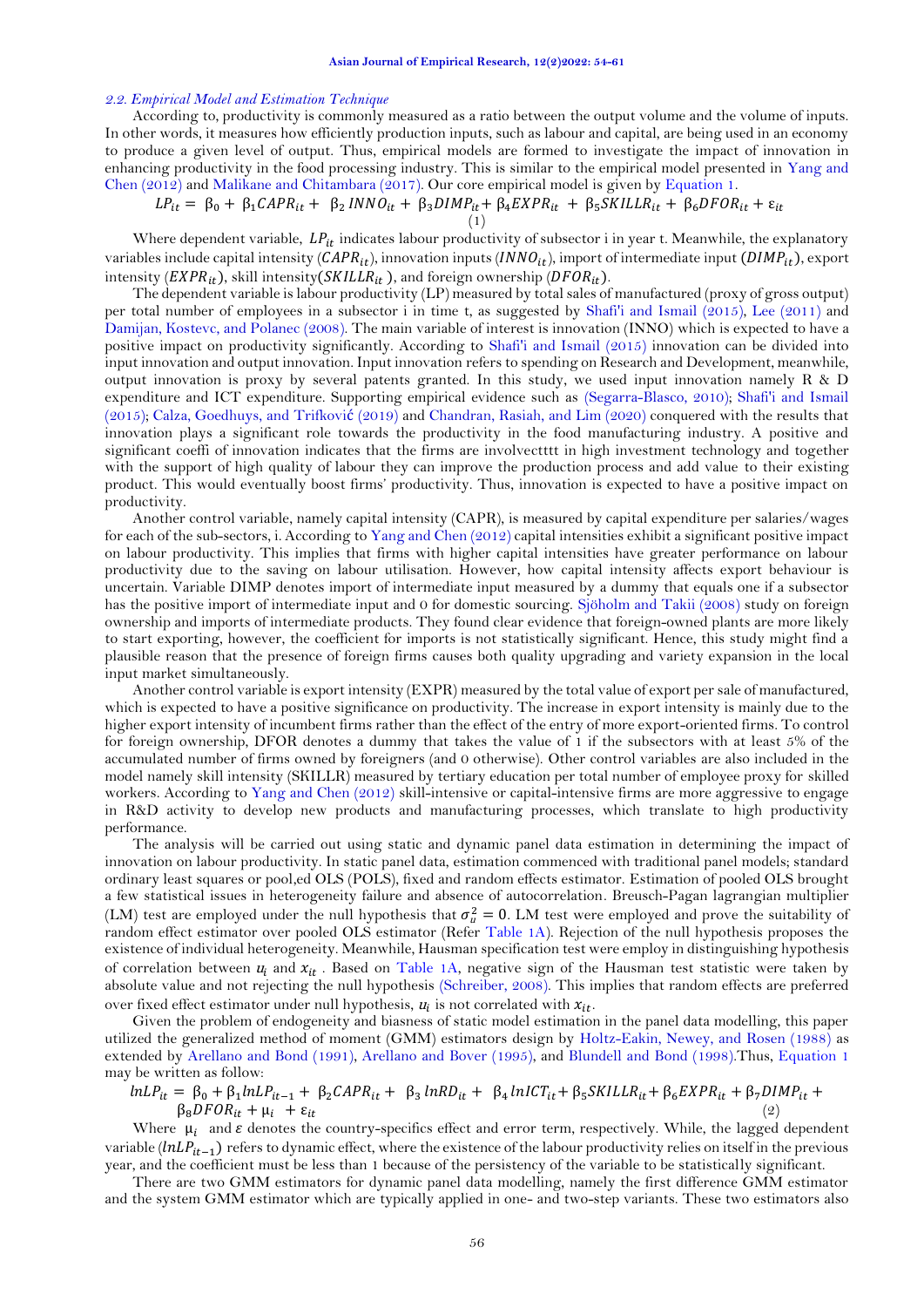### *2.2. Empirical Model and Estimation Technique*

According to, productivity is commonly measured as a ratio between the output volume and the volume of inputs. In other words, it measures how efficiently production inputs, such as labour and capital, are being used in an economy to produce a given level of output. Thus, empirical models are formed to investigate the impact of innovation in enhancing productivity in the food processing industry. This is similar to the empirical model presented in Yang and Chen (2012) and Malikane and Chitambara (2017). Our core empirical model is given by Equation 1.

$$LP_{it} = \beta_0 + \beta_1 CAPR_{it} + \beta_2 INNO_{it} + \beta_3 DIMP_{it} + \beta_4 EXPR_{it} + \beta_5 SKILLR_{it} + \beta_6 DFOR_{it} + \varepsilon_{it} \quad (1)$$

Where dependent variable, $LP_{it}$ indicates labour productivity of subsector i in year t. Meanwhile, the explanatory variables include capital intensity ($CAPR_{it}$), innovation inputs ($INNO_{it}$), import of intermediate input ($DIMP_{it}$), export intensity ($EXPR_{it}$), skill intensity($SKILLR_{it}$ ), and foreign ownership ($DFOR_{it}$).

The dependent variable is labour productivity (LP) measured by total sales of manufactured (proxy of gross output) per total number of employees in a subsector i in time t, as suggested by Shafi'i and Ismail (2015), Lee (2011) and Damijan, Kostevc, and Polanec (2008). The main variable of interest is innovation (INNO) which is expected to have a positive impact on productivity significantly. According to Shafi'i and Ismail (2015) innovation can be divided into input innovation and output innovation. Input innovation refers to spending on Research and Development, meanwhile, output innovation is proxy by several patents granted. In this study, we used input innovation namely R & D expenditure and ICT expenditure. Supporting empirical evidence such as (Segarra-Blasco, 2010); Shafi'i and Ismail (2015); Calza, Goedhuys, and Trifković (2019) and Chandran, Rasiah, and Lim (2020) conquered with the results that innovation plays a significant role towards the productivity in the food manufacturing industry. A positive and significant coeffi of innovation indicates that the firms are involvectttt in high investment technology and together with the support of high quality of labour they can improve the production process and add value to their existing product. This would eventually boost firms' productivity. Thus, innovation is expected to have a positive impact on productivity.

Another control variable, namely capital intensity (CAPR), is measured by capital expenditure per salaries/wages for each of the sub-sectors, i. According to Yang and Chen (2012) capital intensities exhibit a significant positive impact on labour productivity. This implies that firms with higher capital intensities have greater performance on labour productivity due to the saving on labour utilisation. However, how capital intensity affects export behaviour is uncertain. Variable DIMP denotes import of intermediate input measured by a dummy that equals one if a subsector has the positive import of intermediate input and 0 for domestic sourcing. Sjöholm and Takii (2008) study on foreign ownership and imports of intermediate products. They found clear evidence that foreign-owned plants are more likely to start exporting, however, the coefficient for imports is not statistically significant. Hence, this study might find a plausible reason that the presence of foreign firms causes both quality upgrading and variety expansion in the local input market simultaneously.

Another control variable is export intensity (EXPR) measured by the total value of export per sale of manufactured, which is expected to have a positive significance on productivity. The increase in export intensity is mainly due to the higher export intensity of incumbent firms rather than the effect of the entry of more export-oriented firms. To control for foreign ownership, DFOR denotes a dummy that takes the value of 1 if the subsectors with at least 5% of the accumulated number of firms owned by foreigners (and 0 otherwise). Other control variables are also included in the model namely skill intensity (SKILLR) measured by tertiary education per total number of employee proxy for skilled workers. According to Yang and Chen (2012) skill-intensive or capital-intensive firms are more aggressive to engage in R&D activity to develop new products and manufacturing processes, which translate to high productivity performance.

The analysis will be carried out using static and dynamic panel data estimation in determining the impact of innovation on labour productivity. In static panel data, estimation commenced with traditional panel models; standard ordinary least squares or pool,ed OLS (POLS), fixed and random effects estimator. Estimation of pooled OLS brought a few statistical issues in heterogeneity failure and absence of autocorrelation. Breusch-Pagan lagrangian multiplier (LM) test are employed under the null hypothesis that $\sigma_u^2 = 0$. LM test were employed and prove the suitability of random effect estimator over pooled OLS estimator (Refer Table 1A). Rejection of the null hypothesis proposes the existence of individual heterogeneity. Meanwhile, Hausman specification test were employ in distinguishing hypothesis of correlation between $u_i$ and $x_{it}$ . Based on Table 1A, negative sign of the Hausman test statistic were taken by absolute value and not rejecting the null hypothesis (Schreiber, 2008). This implies that random effects are preferred over fixed effect estimator under null hypothesis, $u_i$ is not correlated with $x_{it}$.

Given the problem of endogeneity and biasness of static model estimation in the panel data modelling, this paper utilized the generalized method of moment (GMM) estimators design by Holtz-Eakin, Newey, and Rosen (1988) as extended by Arellano and Bond (1991), Arellano and Bover (1995), and Blundell and Bond (1998).Thus, Equation 1 may be written as follow:

$$lnLP_{it} = \beta_0 + \beta_1 lnLP_{it-1} + \beta_2 CAPR_{it} + \beta_3 lnRD_{it} + \beta_4 lnICT_{it} + \beta_5 SKILLR_{it} + \beta_6 EXPR_{it} + \beta_7 DIMP_{it} + \beta_8 DFOR_{it} + \mu_i + \varepsilon_{it} \quad (2)$$

Where $\mu_i$ and $\varepsilon$ denotes the country-specifics effect and error term, respectively. While, the lagged dependent variable ($lnLP_{it-1}$) refers to dynamic effect, where the existence of the labour productivity relies on itself in the previous year, and the coefficient must be less than 1 because of the persistency of the variable to be statistically significant.

There are two GMM estimators for dynamic panel data modelling, namely the first difference GMM estimator and the system GMM estimator which are typically applied in one- and two-step variants. These two estimators also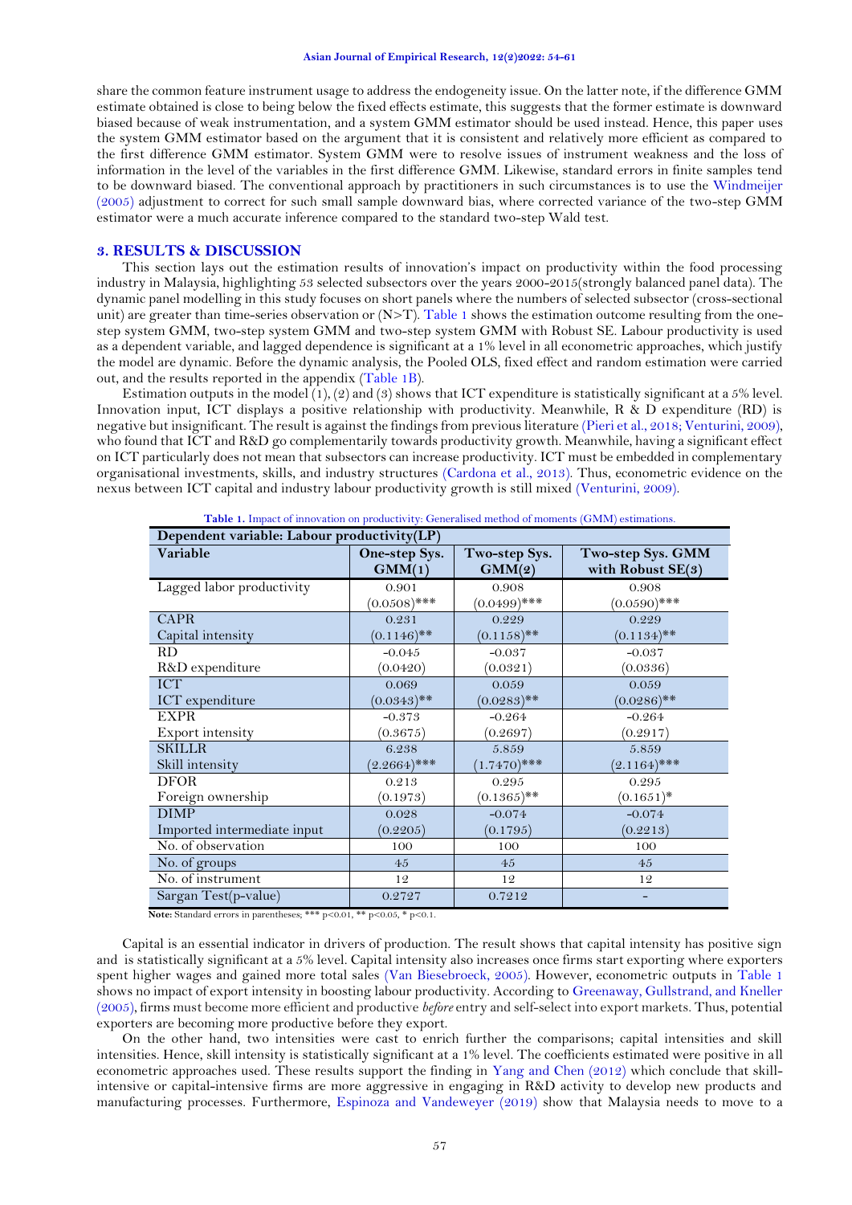share the common feature instrument usage to address the endogeneity issue. On the latter note, if the difference GMM estimate obtained is close to being below the fixed effects estimate, this suggests that the former estimate is downward biased because of weak instrumentation, and a system GMM estimator should be used instead. Hence, this paper uses the system GMM estimator based on the argument that it is consistent and relatively more efficient as compared to the first difference GMM estimator. System GMM were to resolve issues of instrument weakness and the loss of information in the level of the variables in the first difference GMM. Likewise, standard errors in finite samples tend to be downward biased. The conventional approach by practitioners in such circumstances is to use the Windmeijer (2005) adjustment to correct for such small sample downward bias, where corrected variance of the two-step GMM estimator were a much accurate inference compared to the standard two-step Wald test.

## 3. RESULTS & DISCUSSION

This section lays out the estimation results of innovation's impact on productivity within the food processing industry in Malaysia, highlighting 53 selected subsectors over the years 2000-2015(strongly balanced panel data). The dynamic panel modelling in this study focuses on short panels where the numbers of selected subsector (cross-sectional unit) are greater than time-series observation or (N>T). Table 1 shows the estimation outcome resulting from the one-step system GMM, two-step system GMM and two-step system GMM with Robust SE. Labour productivity is used as a dependent variable, and lagged dependence is significant at a 1% level in all econometric approaches, which justify the model are dynamic. Before the dynamic analysis, the Pooled OLS, fixed effect and random estimation were carried out, and the results reported in the appendix (Table 1B).

Estimation outputs in the model (1), (2) and (3) shows that ICT expenditure is statistically significant at a 5% level. Innovation input, ICT displays a positive relationship with productivity. Meanwhile, R & D expenditure (RD) is negative but insignificant. The result is against the findings from previous literature (Pieri et al., 2018; Venturini, 2009), who found that ICT and R&D go complementarily towards productivity growth. Meanwhile, having a significant effect on ICT particularly does not mean that subsectors can increase productivity. ICT must be embedded in complementary organisational investments, skills, and industry structures (Cardona et al., 2013). Thus, econometric evidence on the nexus between ICT capital and industry labour productivity growth is still mixed (Venturini, 2009).

**Table 1.** Impact of innovation on productivity: Generalised method of moments (GMM) estimations.

| Dependent variable: Labour productivity(LP) | | | |
|---|---|---|---|
| **Variable** | **One-step Sys. GMM(1)** | **Two-step Sys. GMM(2)** | **Two-step Sys. GMM with Robust SE(3)** |
| Lagged labor productivity | 0.901<br>(0.0508)*** | 0.908<br>(0.0499)*** | 0.908<br>(0.0590)*** |
| CAPR<br>Capital intensity | 0.231<br>(0.1146)** | 0.229<br>(0.1158)** | 0.229<br>(0.1134)** |
| RD<br>R&D expenditure | -0.045<br>(0.0420) | -0.037<br>(0.0321) | -0.037<br>(0.0336) |
| ICT<br>ICT expenditure | 0.069<br>(0.0343)** | 0.059<br>(0.0283)** | 0.059<br>(0.0286)** |
| EXPR<br>Export intensity | -0.373<br>(0.3675) | -0.264<br>(0.2697) | -0.264<br>(0.2917) |
| SKILLR<br>Skill intensity | 6.238<br>(2.2664)*** | 5.859<br>(1.7470)*** | 5.859<br>(2.1164)*** |
| DFOR<br>Foreign ownership | 0.213<br>(0.1973) | 0.295<br>(0.1365)** | 0.295<br>(0.1651)* |
| DIMP<br>Imported intermediate input | 0.028<br>(0.2205) | -0.074<br>(0.1795) | -0.074<br>(0.2213) |
| No. of observation | 100 | 100 | 100 |
| No. of groups | 45 | 45 | 45 |
| No. of instrument | 12 | 12 | 12 |
| Sargan Test(p-value) | 0.2727 | 0.7212 | - |

**Note:** Standard errors in parentheses; *** p<0.01, ** p<0.05, * p<0.1.

Capital is an essential indicator in drivers of production. The result shows that capital intensity has positive sign and is statistically significant at a 5% level. Capital intensity also increases once firms start exporting where exporters spent higher wages and gained more total sales (Van Biesebroeck, 2005). However, econometric outputs in Table 1 shows no impact of export intensity in boosting labour productivity. According to Greenaway, Gullstrand, and Kneller (2005), firms must become more efficient and productive *before* entry and self-select into export markets. Thus, potential exporters are becoming more productive before they export.

On the other hand, two intensities were cast to enrich further the comparisons; capital intensities and skill intensities. Hence, skill intensity is statistically significant at a 1% level. The coefficients estimated were positive in all econometric approaches used. These results support the finding in Yang and Chen (2012) which conclude that skill-intensive or capital-intensive firms are more aggressive in engaging in R&D activity to develop new products and manufacturing processes. Furthermore, Espinoza and Vandeweyer (2019) show that Malaysia needs to move to a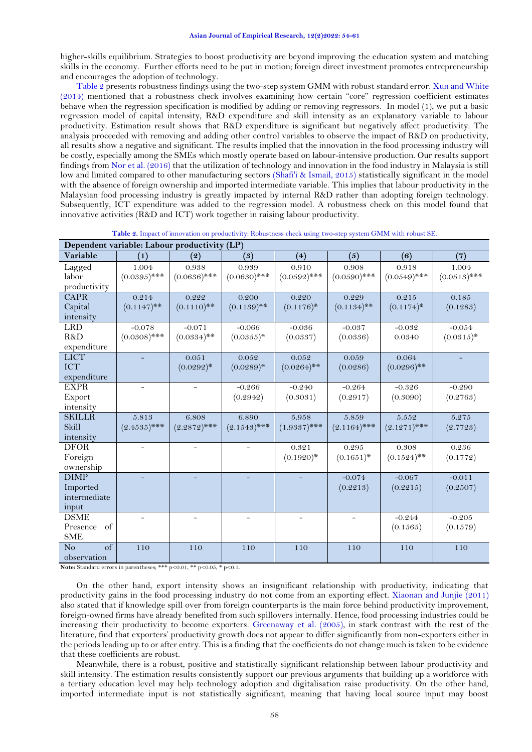higher-skills equilibrium. Strategies to boost productivity are beyond improving the education system and matching skills in the economy. Further efforts need to be put in motion; foreign direct investment promotes entrepreneurship and encourages the adoption of technology.

Table 2 presents robustness findings using the two-step system GMM with robust standard error. Xun and White (2014) mentioned that a robustness check involves examining how certain "core" regression coefficient estimates behave when the regression specification is modified by adding or removing regressors. In model (1), we put a basic regression model of capital intensity, R&D expenditure and skill intensity as an explanatory variable to labour productivity. Estimation result shows that R&D expenditure is significant but negatively affect productivity. The analysis proceeded with removing and adding other control variables to observe the impact of R&D on productivity, all results show a negative and significant. The results implied that the innovation in the food processing industry will be costly, especially among the SMEs which mostly operate based on labour-intensive production. Our results support findings from Nor et al. (2016) that the utilization of technology and innovation in the food industry in Malaysia is still low and limited compared to other manufacturing sectors (Shafi'i & Ismail, 2015) statistically significant in the model with the absence of foreign ownership and imported intermediate variable. This implies that labour productivity in the Malaysian food processing industry is greatly impacted by internal R&D rather than adopting foreign technology. Subsequently, ICT expenditure was added to the regression model. A robustness check on this model found that innovative activities (R&D and ICT) work together in raising labour productivity.

**Table 2.** Impact of innovation on productivity: Robustness check using two-step system GMM with robust SE.

| Dependent variable: Labour productivity (LP) | | | | | | | |
|---|---|---|---|---|---|---|---|
| **Variable** | **(1)** | **(2)** | **(3)** | **(4)** | **(5)** | **(6)** | **(7)** |
| Lagged labor productivity | 1.004 (0.0395)*** | 0.938 (0.0636)*** | 0.939 (0.0630)*** | 0.910 (0.0592)*** | 0.908 (0.0590)*** | 0.918 (0.0549)*** | 1.004 (0.0513)*** |
| CAPR Capital intensity | 0.214 (0.1147)** | 0.222 (0.1110)** | 0.200 (0.1139)** | 0.220 (0.1176)* | 0.229 (0.1134)** | 0.215 (0.1174)* | 0.185 (0.1283) |
| LRD R&D expenditure | -0.078 (0.0308)*** | -0.071 (0.0334)** | -0.066 (0.0355)* | -0.036 (0.0337) | -0.037 (0.0336) | -0.032 0.0340 | -0.054 (0.0315)* |
| LICT ICT expenditure | - | 0.051 (0.0292)* | 0.052 (0.0289)* | 0.052 (0.0264)** | 0.059 (0.0286) | 0.064 (0.0296)** | - |
| EXPR Export intensity | - | - | -0.266 (0.2942) | -0.240 (0.3031) | -0.264 (0.2917) | -0.326 (0.3090) | -0.290 (0.2763) |
| SKILLR Skill intensity | 5.813 (2.4535)*** | 6.808 (2.2872)*** | 6.890 (2.1543)*** | 5.958 (1.9337)*** | 5.859 (2.1164)*** | 5.552 (2.1271)*** | 5.275 (2.7723) |
| DFOR Foreign ownership | - | - | - | 0.321 (0.1920)* | 0.295 (0.1651)* | 0.308 (0.1524)** | 0.236 (0.1772) |
| DIMP Imported intermediate input | - | - | - | - | -0.074 (0.2213) | -0.067 (0.2215) | -0.011 (0.2507) |
| DSME Presence of SME | - | - | - | - | - | -0.244 (0.1565) | -0.205 (0.1579) |
| No of observation | 110 | 110 | 110 | 110 | 110 | 110 | 110 |

**Note:** Standard errors in parentheses; *** p<0.01, ** p<0.05, * p<0.1.

On the other hand, export intensity shows an insignificant relationship with productivity, indicating that productivity gains in the food processing industry do not come from an exporting effect. Xiaonan and Junjie (2011) also stated that if knowledge spill over from foreign counterparts is the main force behind productivity improvement, foreign-owned firms have already benefited from such spillovers internally. Hence, food processing industries could be increasing their productivity to become exporters. Greenaway et al. (2005), in stark contrast with the rest of the literature, find that exporters' productivity growth does not appear to differ significantly from non-exporters either in the periods leading up to or after entry. This is a finding that the coefficients do not change much is taken to be evidence that these coefficients are robust.

Meanwhile, there is a robust, positive and statistically significant relationship between labour productivity and skill intensity. The estimation results consistently support our previous arguments that building up a workforce with a tertiary education level may help technology adoption and digitalisation raise productivity. On the other hand, imported intermediate input is not statistically significant, meaning that having local source input may boost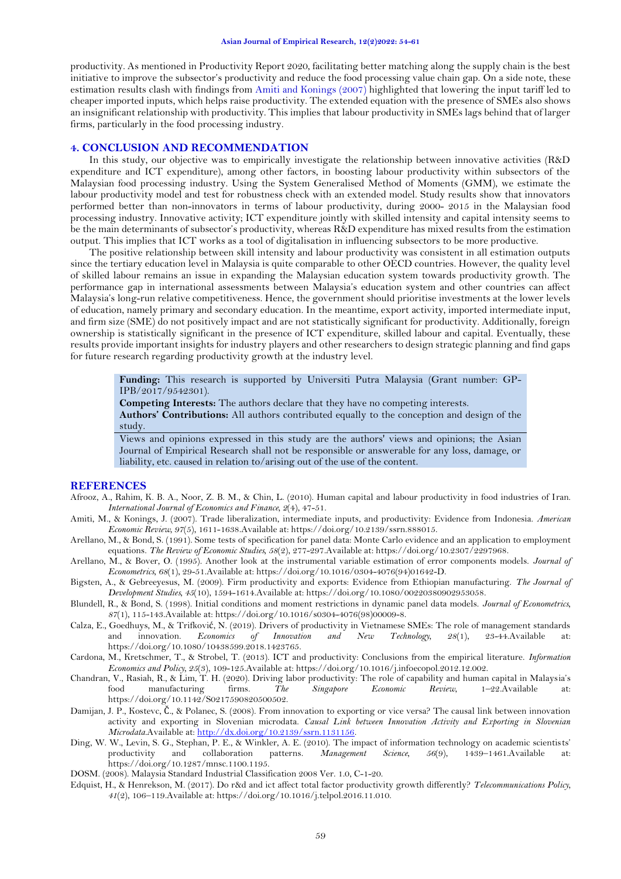productivity. As mentioned in Productivity Report 2020, facilitating better matching along the supply chain is the best initiative to improve the subsector's productivity and reduce the food processing value chain gap. On a side note, these estimation results clash with findings from Amiti and Konings (2007) highlighted that lowering the input tariff led to cheaper imported inputs, which helps raise productivity. The extended equation with the presence of SMEs also shows an insignificant relationship with productivity. This implies that labour productivity in SMEs lags behind that of larger firms, particularly in the food processing industry.

## 4. CONCLUSION AND RECOMMENDATION

In this study, our objective was to empirically investigate the relationship between innovative activities (R&D expenditure and ICT expenditure), among other factors, in boosting labour productivity within subsectors of the Malaysian food processing industry. Using the System Generalised Method of Moments (GMM), we estimate the labour productivity model and test for robustness check with an extended model. Study results show that innovators performed better than non-innovators in terms of labour productivity, during 2000- 2015 in the Malaysian food processing industry. Innovative activity; ICT expenditure jointly with skilled intensity and capital intensity seems to be the main determinants of subsector's productivity, whereas R&D expenditure has mixed results from the estimation output. This implies that ICT works as a tool of digitalisation in influencing subsectors to be more productive.

The positive relationship between skill intensity and labour productivity was consistent in all estimation outputs since the tertiary education level in Malaysia is quite comparable to other OECD countries. However, the quality level of skilled labour remains an issue in expanding the Malaysian education system towards productivity growth. The performance gap in international assessments between Malaysia's education system and other countries can affect Malaysia's long-run relative competitiveness. Hence, the government should prioritise investments at the lower levels of education, namely primary and secondary education. In the meantime, export activity, imported intermediate input, and firm size (SME) do not positively impact and are not statistically significant for productivity. Additionally, foreign ownership is statistically significant in the presence of ICT expenditure, skilled labour and capital. Eventually, these results provide important insights for industry players and other researchers to design strategic planning and find gaps for future research regarding productivity growth at the industry level.

**Funding:** This research is supported by Universiti Putra Malaysia (Grant number: GP-IPB/2017/9542301).
**Competing Interests:** The authors declare that they have no competing interests.
**Authors' Contributions:** All authors contributed equally to the conception and design of the study.

Views and opinions expressed in this study are the authors' views and opinions; the Asian Journal of Empirical Research shall not be responsible or answerable for any loss, damage, or liability, etc. caused in relation to/arising out of the use of the content.

## REFERENCES

Afrooz, A., Rahim, K. B. A., Noor, Z. B. M., & Chin, L. (2010). Human capital and labour productivity in food industries of Iran. *International Journal of Economics and Finance, 2*(4), 47-51.

Amiti, M., & Konings, J. (2007). Trade liberalization, intermediate inputs, and productivity: Evidence from Indonesia. *American Economic Review, 97*(5), 1611-1638.Available at: https://doi.org/10.2139/ssrn.888015.

Arellano, M., & Bond, S. (1991). Some tests of specification for panel data: Monte Carlo evidence and an application to employment equations. *The Review of Economic Studies, 58*(2), 277-297.Available at: https://doi.org/10.2307/2297968.

Arellano, M., & Bover, O. (1995). Another look at the instrumental variable estimation of error components models. *Journal of Econometrics, 68*(1), 29-51.Available at: https://doi.org/10.1016/0304-4076(94)01642-D.

Bigsten, A., & Gebreeyesus, M. (2009). Firm productivity and exports: Evidence from Ethiopian manufacturing. *The Journal of Development Studies, 45*(10), 1594-1614.Available at: https://doi.org/10.1080/00220380902953058.

Blundell, R., & Bond, S. (1998). Initial conditions and moment restrictions in dynamic panel data models. *Journal of Econometrics, 87*(1), 115-143.Available at: https://doi.org/10.1016/s0304-4076(98)00009-8.

Calza, E., Goedhuys, M., & Trifković, N. (2019). Drivers of productivity in Vietnamese SMEs: The role of management standards and innovation. *Economics of Innovation and New Technology, 28*(1), 23-44.Available at: https://doi.org/10.1080/10438599.2018.1423765.

Cardona, M., Kretschmer, T., & Strobel, T. (2013). ICT and productivity: Conclusions from the empirical literature. *Information Economics and Policy, 25*(3), 109-125.Available at: https://doi.org/10.1016/j.infoecopol.2012.12.002.

Chandran, V., Rasiah, R., & Lim, T. H. (2020). Driving labor productivity: The role of capability and human capital in Malaysia's food manufacturing firms. *The Singapore Economic Review*, 1–22.Available at: https://doi.org/10.1142/S0217590820500502.

Damijan, J. P., Kostevc, Č., & Polanec, S. (2008). From innovation to exporting or vice versa? The causal link between innovation activity and exporting in Slovenian microdata. *Causal Link between Innovation Activity and Exporting in Slovenian Microdata*.Available at: http://dx.doi.org/10.2139/ssrn.1131156.

Ding, W. W., Levin, S. G., Stephan, P. E., & Winkler, A. E. (2010). The impact of information technology on academic scientists' productivity and collaboration patterns. *Management Science, 56*(9), 1439–1461.Available at: https://doi.org/10.1287/mnsc.1100.1195.

DOSM. (2008). Malaysia Standard Industrial Classification 2008 Ver. 1.0, C-1-20.

Edquist, H., & Henrekson, M. (2017). Do r&d and ict affect total factor productivity growth differently? *Telecommunications Policy, 41*(2), 106–119.Available at: https://doi.org/10.1016/j.telpol.2016.11.010.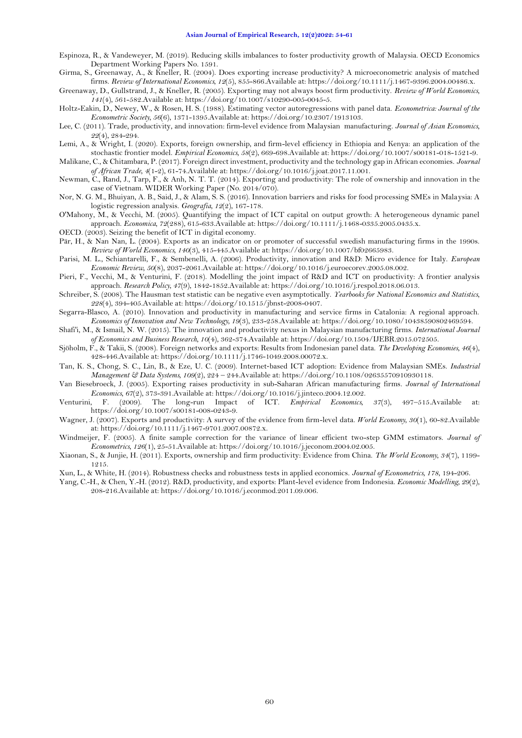Espinoza, R., & Vandeweyer, M. (2019). Reducing skills imbalances to foster productivity growth of Malaysia. OECD Economics Department Working Papers No. 1591.

Girma, S., Greenaway, A., & Kneller, R. (2004). Does exporting increase productivity? A microeconometric analysis of matched firms. *Review of International Economics*, *12*(5), 855-866.Available at: https://doi.org/10.1111/j.1467-9396.2004.00486.x.

Greenaway, D., Gullstrand, J., & Kneller, R. (2005). Exporting may not always boost firm productivity. *Review of World Economics*, *141*(4), 561-582.Available at: https://doi.org/10.1007/s10290-005-0045-5.

Holtz-Eakin, D., Newey, W., & Rosen, H. S. (1988). Estimating vector autoregressions with panel data. *Econometrica: Journal of the Econometric Society*, *56*(6), 1371-1395.Available at: https://doi.org/10.2307/1913103.

Lee, C. (2011). Trade, productivity, and innovation: firm-level evidence from Malaysian manufacturing. *Journal of Asian Economics*, *22*(4), 284-294.

Lemi, A., & Wright, I. (2020). Exports, foreign ownership, and firm-level efficiency in Ethiopia and Kenya: an application of the stochastic frontier model. *Empirical Economics*, *58*(2), 669-698.Available at: https://doi.org/10.1007/s00181-018-1521-9.

Malikane, C., & Chitambara, P. (2017). Foreign direct investment, productivity and the technology gap in African economies. *Journal of African Trade*, *4*(1-2), 61-74.Available at: https://doi.org/10.1016/j.joat.2017.11.001.

Newman, C., Rand, J., Tarp, F., & Anh, N. T. T. (2014). Exporting and productivity: The role of ownership and innovation in the case of Vietnam. WIDER Working Paper (No. 2014/070).

Nor, N. G. M., Bhuiyan, A. B., Said, J., & Alam, S. S. (2016). Innovation barriers and risks for food processing SMEs in Malaysia: A logistic regression analysis. *Geografia*, *12*(2), 167-178.

O'Mahony, M., & Vecchi, M. (2005). Quantifying the impact of ICT capital on output growth: A heterogeneous dynamic panel approach. *Economica*, *72*(288), 615-633.Available at: https://doi.org/10.1111/j.1468-0335.2005.0435.x.

OECD. (2003). Seizing the benefit of ICT in digital economy.

Pär, H., & Nan Nan, L. (2004). Exports as an indicator on or promoter of successful swedish manufacturing firms in the 1990s. *Review of World Economics*, *140*(3), 415-445.Available at: https://doi.org/10.1007/bf02665983.

Parisi, M. L., Schiantarelli, F., & Sembenelli, A. (2006). Productivity, innovation and R&D: Micro evidence for Italy. *European Economic Review*, *50*(8), 2037-2061.Available at: https://doi.org/10.1016/j.euroecorev.2005.08.002.

Pieri, F., Vecchi, M., & Venturini, F. (2018). Modelling the joint impact of R&D and ICT on productivity: A frontier analysis approach. *Research Policy*, *47*(9), 1842-1852.Available at: https://doi.org/10.1016/j.respol.2018.06.013.

Schreiber, S. (2008). The Hausman test statistic can be negative even asymptotically. *Yearbooks for National Economics and Statistics*, *228*(4), 394-405.Available at: https://doi.org/10.1515/jbnst-2008-0407.

Segarra-Blasco, A. (2010). Innovation and productivity in manufacturing and service firms in Catalonia: A regional approach. *Economics of Innovation and New Technology*, *19*(3), 233-258.Available at: https://doi.org/10.1080/10438590802469594.

Shafi'i, M., & Ismail, N. W. (2015). The innovation and productivity nexus in Malaysian manufacturing firms. *International Journal of Economics and Business Research*, *10*(4), 362-374.Available at: https://doi.org/10.1504/IJEBR.2015.072505.

Sjöholm, F., & Takii, S. (2008). Foreign networks and exports: Results from Indonesian panel data. *The Developing Economies*, *46*(4), 428-446.Available at: https://doi.org/10.1111/j.1746-1049.2008.00072.x.

Tan, K. S., Chong, S. C., Lin, B., & Eze, U. C. (2009). Internet-based ICT adoption: Evidence from Malaysian SMEs. *Industrial Management & Data Systems*, *109*(2), 224 – 244.Available at: https://doi.org/10.1108/02635570910930118.

Van Biesebroeck, J. (2005). Exporting raises productivity in sub-Saharan African manufacturing firms. *Journal of International Economics*, *67*(2), 373-391.Available at: https://doi.org/10.1016/j.jinteco.2004.12.002.

Venturini, F. (2009). The long-run Impact of ICT. *Empirical Economics*, *37*(3), 497–515.Available at: https://doi.org/10.1007/s00181-008-0243-9.

Wagner, J. (2007). Exports and productivity: A survey of the evidence from firm-level data. *World Economy*, *30*(1), 60-82.Available at: https://doi.org/10.1111/j.1467-9701.2007.00872.x.

Windmeijer, F. (2005). A finite sample correction for the variance of linear efficient two-step GMM estimators. *Journal of Econometrics*, *126*(1), 25-51.Available at: https://doi.org/10.1016/j.jeconom.2004.02.005.

Xiaonan, S., & Junjie, H. (2011). Exports, ownership and firm productivity: Evidence from China. *The World Economy*, *34*(7), 1199-1215.

Xun, L., & White, H. (2014). Robustness checks and robustness tests in applied economics. *Journal of Econometrics*, *178*, 194-206.

Yang, C.-H., & Chen, Y.-H. (2012). R&D, productivity, and exports: Plant-level evidence from Indonesia. *Economic Modelling*, *29*(2), 208-216.Available at: https://doi.org/10.1016/j.econmod.2011.09.006.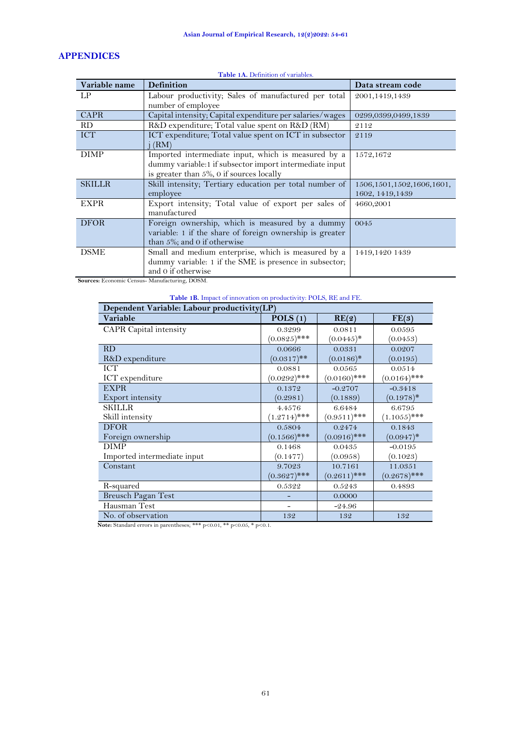## APPENDICES

**Table 1A.** Definition of variables.

| Variable name | Definition | Data stream code |
|---|---|---|
| LP | Labour productivity; Sales of manufactured per total number of employee | 2001,1419,1439 |
| CAPR | Capital intensity; Capital expenditure per salaries/wages | 0299,0399,0499,1839 |
| RD | R&D expenditure; Total value spent on R&D (RM) | 2112 |
| ICT | ICT expenditure; Total value spent on ICT in subsector j (RM) | 2119 |
| DIMP | Imported intermediate input, which is measured by a dummy variable:1 if subsector import intermediate input is greater than 5%, 0 if sources locally | 1572,1672 |
| SKILLR | Skill intensity; Tertiary education per total number of employee | 1506,1501,1502,1606,1601, 1602, 1419,1439 |
| EXPR | Export intensity; Total value of export per sales of manufactured | 4660,2001 |
| DFOR | Foreign ownership, which is measured by a dummy variable: 1 if the share of foreign ownership is greater than 5%; and 0 if otherwise | 0045 |
| DSME | Small and medium enterprise, which is measured by a dummy variable: 1 if the SME is presence in subsector; and 0 if otherwise | 1419,1420 1439 |

**Sources:** Economic Census- Manufacturing, DOSM.

**Table 1B.** Impact of innovation on productivity: POLS, RE and FE.

| Dependent Variable: Labour productivity(LP) | | | |
|---|---|---|---|
| **Variable** | **POLS (1)** | **RE(2)** | **FE(3)** |
| CAPR Capital intensity | 0.3299<br>(0.0825)*** | 0.0811<br>(0.0445)* | 0.0595<br>(0.0453) |
| RD<br>R&D expenditure | 0.0666<br>(0.0317)** | 0.0331<br>(0.0186)* | 0.0207<br>(0.0195) |
| ICT<br>ICT expenditure | 0.0881<br>(0.0292)*** | 0.0565<br>(0.0160)*** | 0.0514<br>(0.0164)*** |
| EXPR<br>Export intensity | 0.1372<br>(0.2981) | -0.2707<br>(0.1889) | -0.3418<br>(0.1978)* |
| SKILLR<br>Skill intensity | 4.4576<br>(1.2714)*** | 6.6484<br>(0.9511)*** | 6.6795<br>(1.1055)*** |
| DFOR<br>Foreign ownership | 0.5804<br>(0.1566)*** | 0.2474<br>(0.0916)*** | 0.1843<br>(0.0947)* |
| DIMP<br>Imported intermediate input | 0.1468<br>(0.1477) | 0.0435<br>(0.0958) | -0.0195<br>(0.1023) |
| Constant | 9.7023<br>(0.3627)*** | 10.7161<br>(0.2611)*** | 11.0351<br>(0.2678)*** |
| R-squared | 0.5322 | 0.5243 | 0.4893 |
| Breusch Pagan Test | - | 0.0000 | |
| Hausman Test | - | -24.96 | |
| No. of observation | 132 | 132 | 132 |

**Note:** Standard errors in parentheses; *** p<0.01, ** p<0.05, * p<0.1.